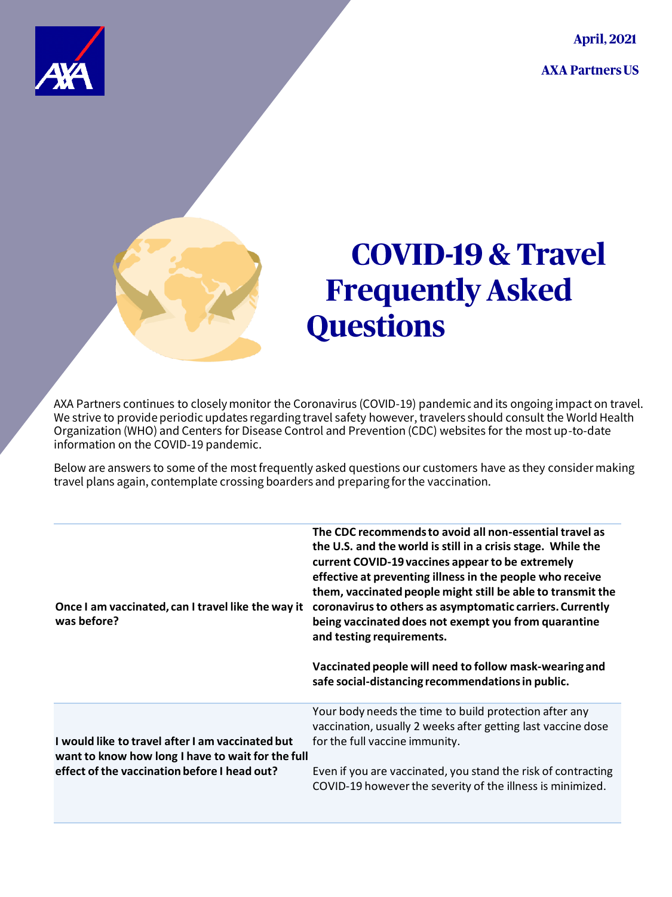April, 2021

AXA Partners US

# COVID-19 & Travel Frequently Asked Questions

AXA Partners continues to closely monitor the Coronavirus (COVID-19) pandemic and its ongoing impact on travel. We strive to provide periodic updates regarding travel safety however, travelers should consult the World Health Organization (WHO) and Centers for Disease Control and Prevention (CDC) websites for the most up-to-date information on the COVID-19 pandemic.

Below are answers to some of the most frequently asked questions our customers have as they consider making travel plans again, contemplate crossing boarders and preparing for the vaccination.

| | |
|---|---|
| **Once I am vaccinated, can I travel like the way it was before?** | **The CDC recommends to avoid all non-essential travel as the U.S. and the world is still in a crisis stage. While the current COVID-19 vaccines appear to be extremely effective at preventing illness in the people who receive them, vaccinated people might still be able to transmit the coronavirus to others as asymptomatic carriers. Currently being vaccinated does not exempt you from quarantine and testing requirements.** <br><br> **Vaccinated people will need to follow mask-wearing and safe social-distancing recommendations in public.** |
| **I would like to travel after I am vaccinated but want to know how long I have to wait for the full effect of the vaccination before I head out?** | Your body needs the time to build protection after any vaccination, usually 2 weeks after getting last vaccine dose for the full vaccine immunity. <br><br> Even if you are vaccinated, you stand the risk of contracting COVID-19 however the severity of the illness is minimized. |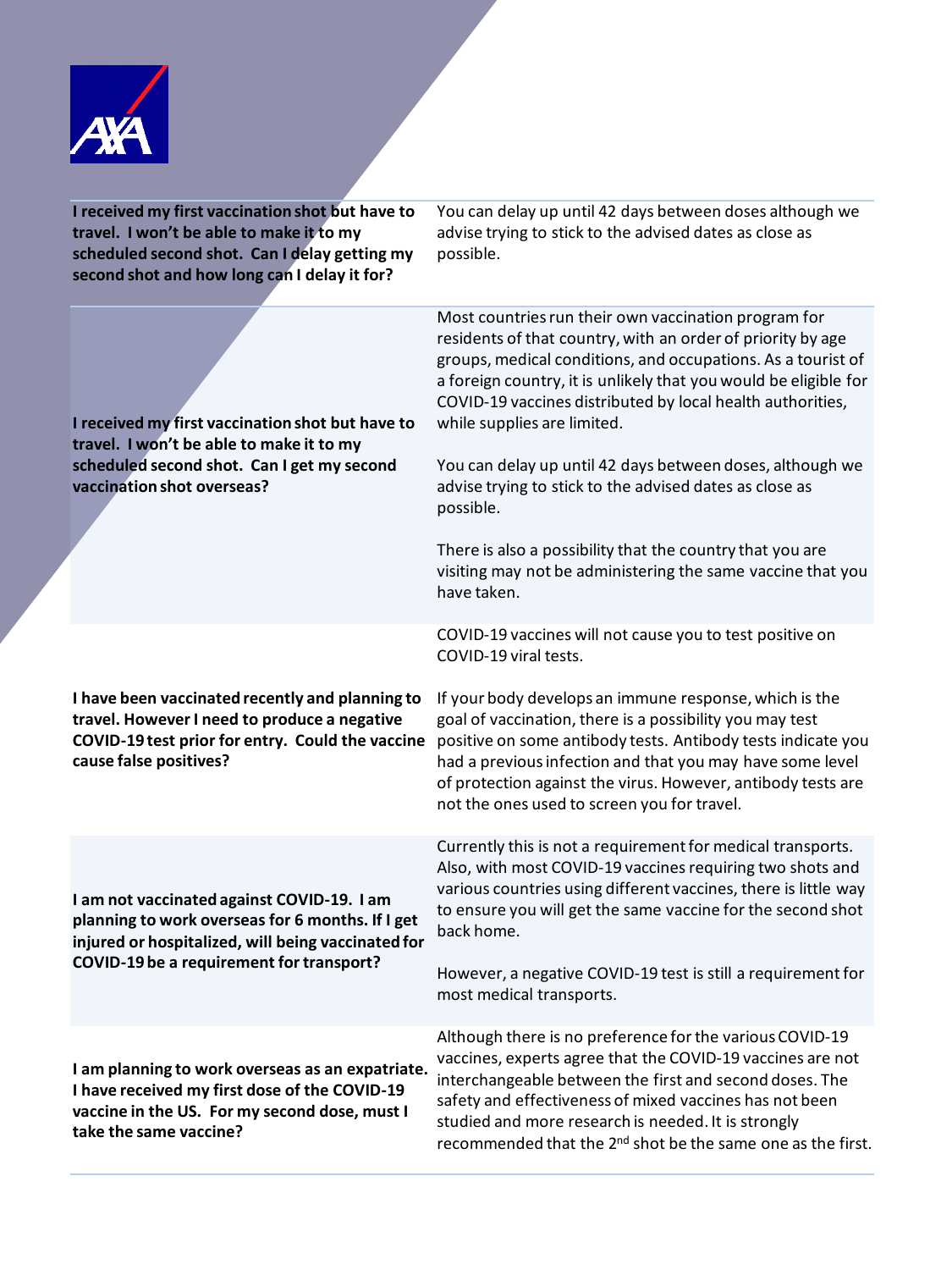| | |
|---|---|
| **I received my first vaccination shot but have to travel. I won't be able to make it to my scheduled second shot. Can I delay getting my second shot and how long can I delay it for?** | You can delay up until 42 days between doses although we advise trying to stick to the advised dates as close as possible. |
| **I received my first vaccination shot but have to travel. I won't be able to make it to my scheduled second shot. Can I get my second vaccination shot overseas?** | Most countries run their own vaccination program for residents of that country, with an order of priority by age groups, medical conditions, and occupations. As a tourist of a foreign country, it is unlikely that you would be eligible for COVID-19 vaccines distributed by local health authorities, while supplies are limited.<br><br>You can delay up until 42 days between doses, although we advise trying to stick to the advised dates as close as possible.<br><br>There is also a possibility that the country that you are visiting may not be administering the same vaccine that you have taken. |
| **I have been vaccinated recently and planning to travel. However I need to produce a negative COVID-19 test prior for entry. Could the vaccine cause false positives?** | COVID-19 vaccines will not cause you to test positive on COVID-19 viral tests.<br><br>If your body develops an immune response, which is the goal of vaccination, there is a possibility you may test positive on some antibody tests. Antibody tests indicate you had a previous infection and that you may have some level of protection against the virus. However, antibody tests are not the ones used to screen you for travel. |
| **I am not vaccinated against COVID-19. I am planning to work overseas for 6 months. If I get injured or hospitalized, will being vaccinated for COVID-19 be a requirement for transport?** | Currently this is not a requirement for medical transports. Also, with most COVID-19 vaccines requiring two shots and various countries using different vaccines, there is little way to ensure you will get the same vaccine for the second shot back home.<br><br>However, a negative COVID-19 test is still a requirement for most medical transports. |
| **I am planning to work overseas as an expatriate. I have received my first dose of the COVID-19 vaccine in the US. For my second dose, must I take the same vaccine?** | Although there is no preference for the various COVID-19 vaccines, experts agree that the COVID-19 vaccines are not interchangeable between the first and second doses. The safety and effectiveness of mixed vaccines has not been studied and more research is needed. It is strongly recommended that the 2nd shot be the same one as the first. |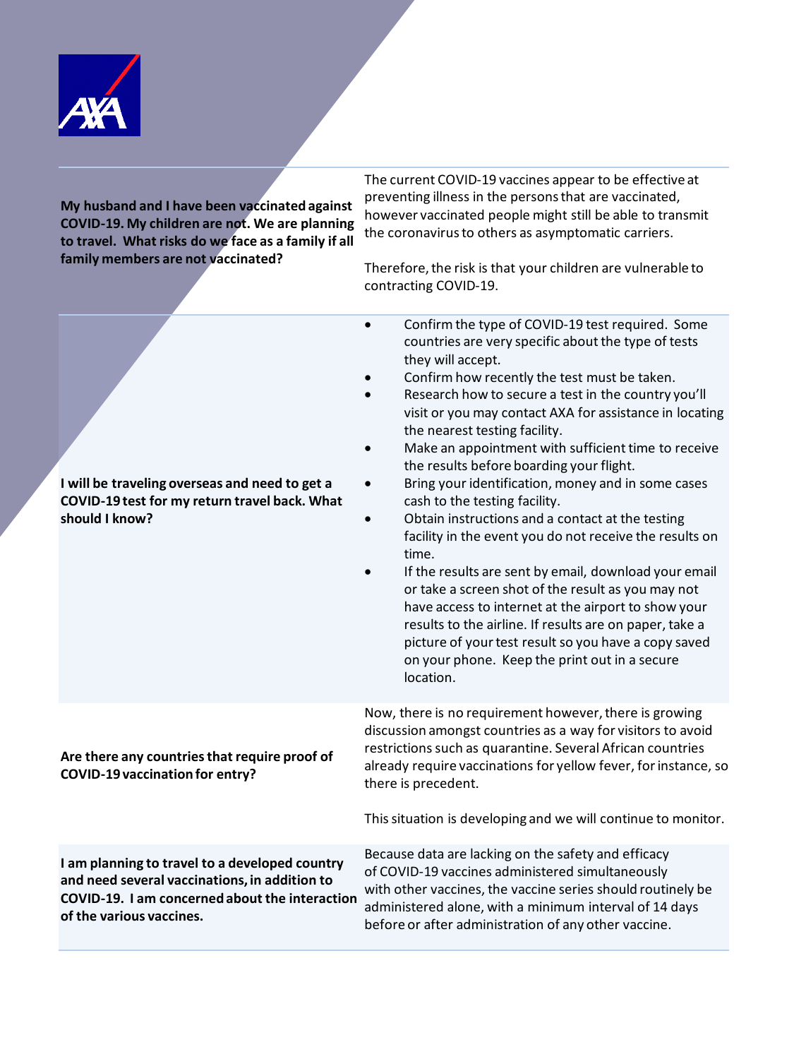| | |
|---|---|
| **My husband and I have been vaccinated against COVID-19. My children are not. We are planning to travel. What risks do we face as a family if all family members are not vaccinated?** | The current COVID-19 vaccines appear to be effective at preventing illness in the persons that are vaccinated, however vaccinated people might still be able to transmit the coronavirus to others as asymptomatic carriers.<br><br>Therefore, the risk is that your children are vulnerable to contracting COVID-19. |
| **I will be traveling overseas and need to get a COVID-19 test for my return travel back. What should I know?** | • Confirm the type of COVID-19 test required. Some countries are very specific about the type of tests they will accept.<br>• Confirm how recently the test must be taken.<br>• Research how to secure a test in the country you'll visit or you may contact AXA for assistance in locating the nearest testing facility.<br>• Make an appointment with sufficient time to receive the results before boarding your flight.<br>• Bring your identification, money and in some cases cash to the testing facility.<br>• Obtain instructions and a contact at the testing facility in the event you do not receive the results on time.<br>• If the results are sent by email, download your email or take a screen shot of the result as you may not have access to internet at the airport to show your results to the airline. If results are on paper, take a picture of your test result so you have a copy saved on your phone. Keep the print out in a secure location. |
| **Are there any countries that require proof of COVID-19 vaccination for entry?** | Now, there is no requirement however, there is growing discussion amongst countries as a way for visitors to avoid restrictions such as quarantine. Several African countries already require vaccinations for yellow fever, for instance, so there is precedent.<br><br>This situation is developing and we will continue to monitor. |
| **I am planning to travel to a developed country and need several vaccinations, in addition to COVID-19. I am concerned about the interaction of the various vaccines.** | Because data are lacking on the safety and efficacy of COVID-19 vaccines administered simultaneously with other vaccines, the vaccine series should routinely be administered alone, with a minimum interval of 14 days before or after administration of any other vaccine. |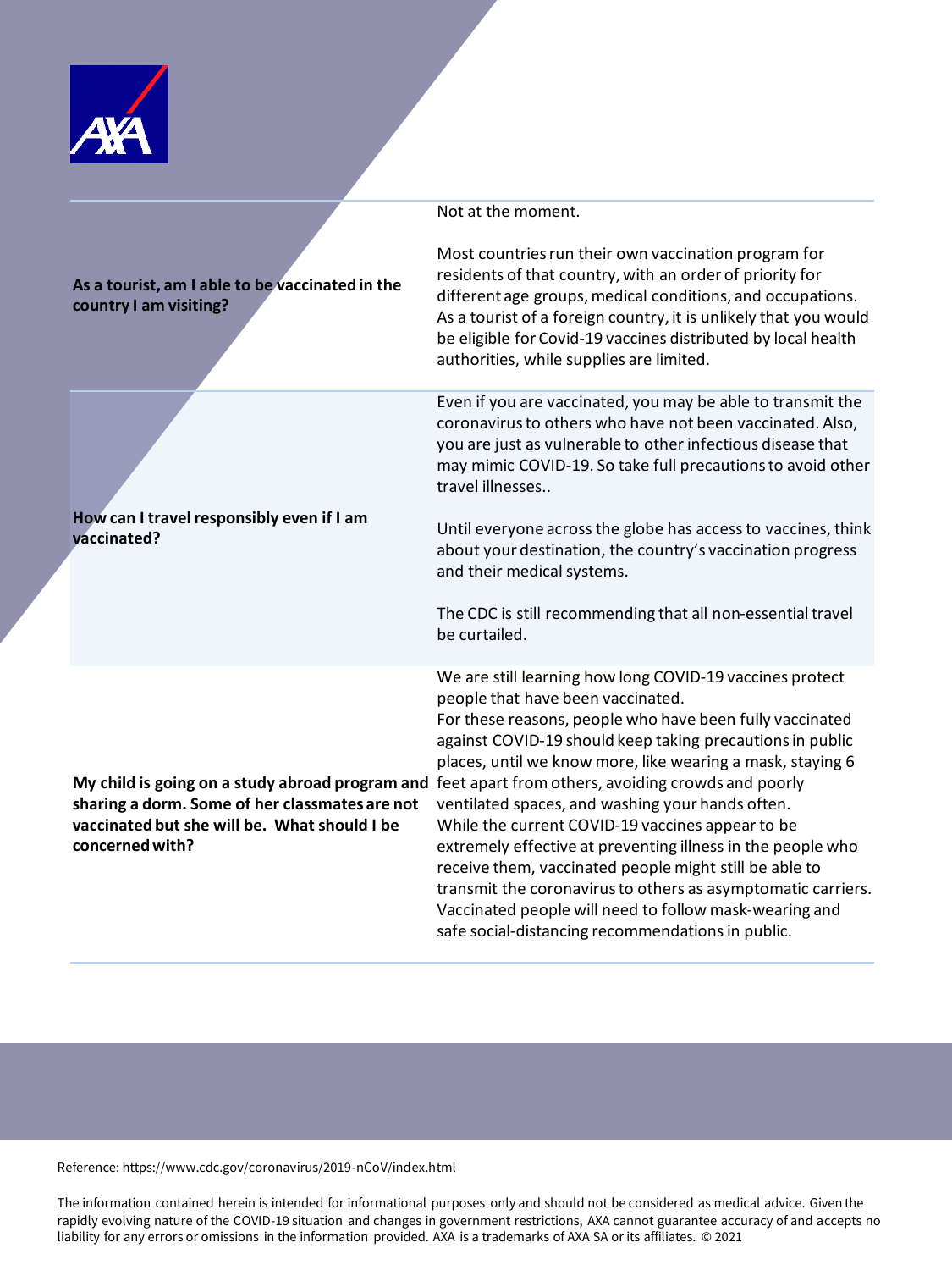| | |
|---|---|
| **As a tourist, am I able to be vaccinated in the country I am visiting?** | Not at the moment.<br><br>Most countries run their own vaccination program for residents of that country, with an order of priority for different age groups, medical conditions, and occupations. As a tourist of a foreign country, it is unlikely that you would be eligible for Covid-19 vaccines distributed by local health authorities, while supplies are limited. |
| **How can I travel responsibly even if I am vaccinated?** | Even if you are vaccinated, you may be able to transmit the coronavirus to others who have not been vaccinated. Also, you are just as vulnerable to other infectious disease that may mimic COVID-19. So take full precautions to avoid other travel illnesses..<br><br>Until everyone across the globe has access to vaccines, think about your destination, the country's vaccination progress and their medical systems.<br><br>The CDC is still recommending that all non-essential travel be curtailed. |
| **My child is going on a study abroad program and sharing a dorm. Some of her classmates are not vaccinated but she will be. What should I be concerned with?** | We are still learning how long COVID-19 vaccines protect people that have been vaccinated.<br>For these reasons, people who have been fully vaccinated against COVID-19 should keep taking precautions in public places, until we know more, like wearing a mask, staying 6 feet apart from others, avoiding crowds and poorly ventilated spaces, and washing your hands often.<br>While the current COVID-19 vaccines appear to be extremely effective at preventing illness in the people who receive them, vaccinated people might still be able to transmit the coronavirus to others as asymptomatic carriers. Vaccinated people will need to follow mask-wearing and safe social-distancing recommendations in public. |

Reference: https://www.cdc.gov/coronavirus/2019-nCoV/index.html

The information contained herein is intended for informational purposes only and should not be considered as medical advice. Given the rapidly evolving nature of the COVID-19 situation and changes in government restrictions, AXA cannot guarantee accuracy of and accepts no liability for any errors or omissions in the information provided. AXA is a trademarks of AXA SA or its affiliates. © 2021